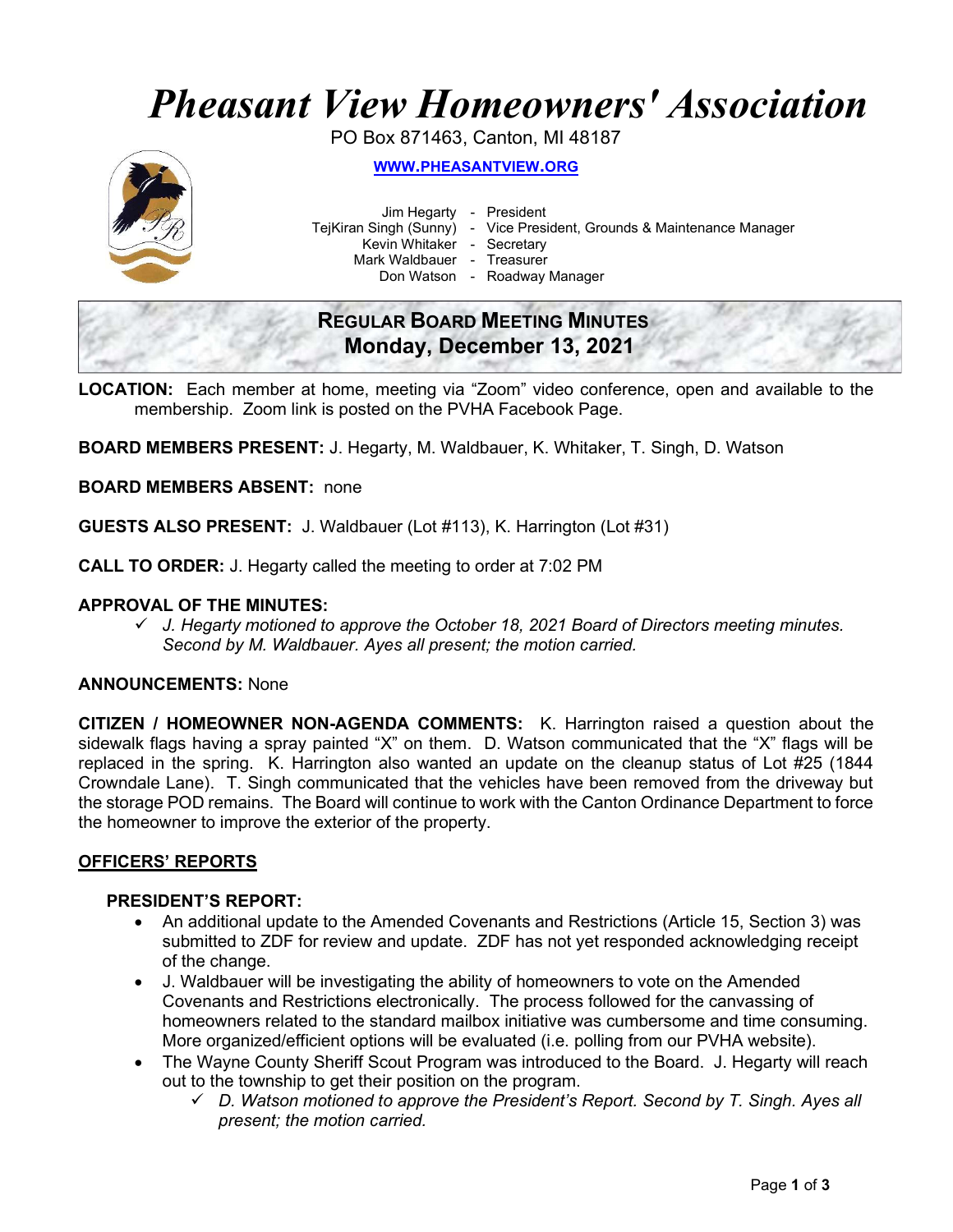# *Pheasant View Homeowners' Association*

PO Box 871463, Canton, MI 48187

**[WWW.PHEASANTVIEW.ORG](http://WWW.PHEASANTVIEW.ORG)**

Jim Hegarty - President
TejKiran Singh (Sunny) - Vice President, Grounds & Maintenance Manager
Kevin Whitaker - Secretary
Mark Waldbauer - Treasurer
Don Watson - Roadway Manager

## REGULAR BOARD MEETING MINUTES
## Monday, December 13, 2021

**LOCATION:** Each member at home, meeting via "Zoom" video conference, open and available to the membership. Zoom link is posted on the PVHA Facebook Page.

**BOARD MEMBERS PRESENT:** J. Hegarty, M. Waldbauer, K. Whitaker, T. Singh, D. Watson

**BOARD MEMBERS ABSENT:** none

**GUESTS ALSO PRESENT:** J. Waldbauer (Lot #113), K. Harrington (Lot #31)

**CALL TO ORDER:** J. Hegarty called the meeting to order at 7:02 PM

**APPROVAL OF THE MINUTES:**

- ✓ *J. Hegarty motioned to approve the October 18, 2021 Board of Directors meeting minutes. Second by M. Waldbauer. Ayes all present; the motion carried.*

**ANNOUNCEMENTS:** None

**CITIZEN / HOMEOWNER NON-AGENDA COMMENTS:** K. Harrington raised a question about the sidewalk flags having a spray painted "X" on them. D. Watson communicated that the "X" flags will be replaced in the spring. K. Harrington also wanted an update on the cleanup status of Lot #25 (1844 Crowndale Lane). T. Singh communicated that the vehicles have been removed from the driveway but the storage POD remains. The Board will continue to work with the Canton Ordinance Department to force the homeowner to improve the exterior of the property.

## OFFICERS' REPORTS

### PRESIDENT'S REPORT:

- An additional update to the Amended Covenants and Restrictions (Article 15, Section 3) was submitted to ZDF for review and update. ZDF has not yet responded acknowledging receipt of the change.
- J. Waldbauer will be investigating the ability of homeowners to vote on the Amended Covenants and Restrictions electronically. The process followed for the canvassing of homeowners related to the standard mailbox initiative was cumbersome and time consuming. More organized/efficient options will be evaluated (i.e. polling from our PVHA website).
- The Wayne County Sheriff Scout Program was introduced to the Board. J. Hegarty will reach out to the township to get their position on the program.
  - ✓ *D. Watson motioned to approve the President's Report. Second by T. Singh. Ayes all present; the motion carried.*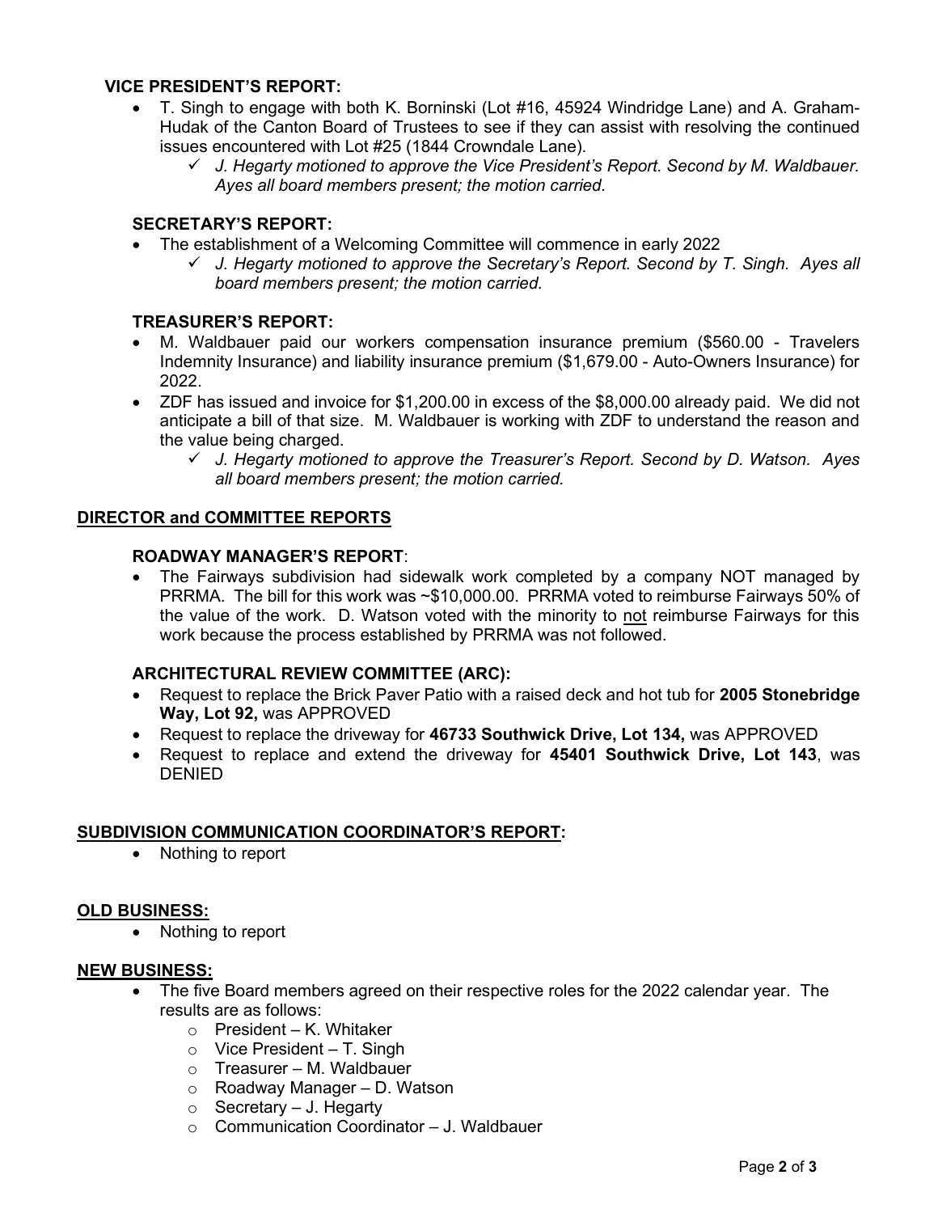### VICE PRESIDENT'S REPORT:

- T. Singh to engage with both K. Borninski (Lot #16, 45924 Windridge Lane) and A. Graham-Hudak of the Canton Board of Trustees to see if they can assist with resolving the continued issues encountered with Lot #25 (1844 Crowndale Lane).
    - ✓ *J. Hegarty motioned to approve the Vice President's Report. Second by M. Waldbauer. Ayes all board members present; the motion carried.*

### SECRETARY'S REPORT:

- The establishment of a Welcoming Committee will commence in early 2022
    - ✓ *J. Hegarty motioned to approve the Secretary's Report. Second by T. Singh. Ayes all board members present; the motion carried.*

### TREASURER'S REPORT:

- M. Waldbauer paid our workers compensation insurance premium ($560.00 - Travelers Indemnity Insurance) and liability insurance premium ($1,679.00 - Auto-Owners Insurance) for 2022.
- ZDF has issued and invoice for $1,200.00 in excess of the $8,000.00 already paid. We did not anticipate a bill of that size. M. Waldbauer is working with ZDF to understand the reason and the value being charged.
    - ✓ *J. Hegarty motioned to approve the Treasurer's Report. Second by D. Watson. Ayes all board members present; the motion carried.*

## DIRECTOR and COMMITTEE REPORTS

### ROADWAY MANAGER'S REPORT:

- The Fairways subdivision had sidewalk work completed by a company NOT managed by PRRMA. The bill for this work was ~$10,000.00. PRRMA voted to reimburse Fairways 50% of the value of the work. D. Watson voted with the minority to not reimburse Fairways for this work because the process established by PRRMA was not followed.

### ARCHITECTURAL REVIEW COMMITTEE (ARC):

- Request to replace the Brick Paver Patio with a raised deck and hot tub for **2005 Stonebridge Way, Lot 92,** was APPROVED
- Request to replace the driveway for **46733 Southwick Drive, Lot 134,** was APPROVED
- Request to replace and extend the driveway for **45401 Southwick Drive, Lot 143**, was DENIED

## SUBDIVISION COMMUNICATION COORDINATOR'S REPORT:

- Nothing to report

## OLD BUSINESS:

- Nothing to report

## NEW BUSINESS:

- The five Board members agreed on their respective roles for the 2022 calendar year. The results are as follows:
    - President – K. Whitaker
    - Vice President – T. Singh
    - Treasurer – M. Waldbauer
    - Roadway Manager – D. Watson
    - Secretary – J. Hegarty
    - Communication Coordinator – J. Waldbauer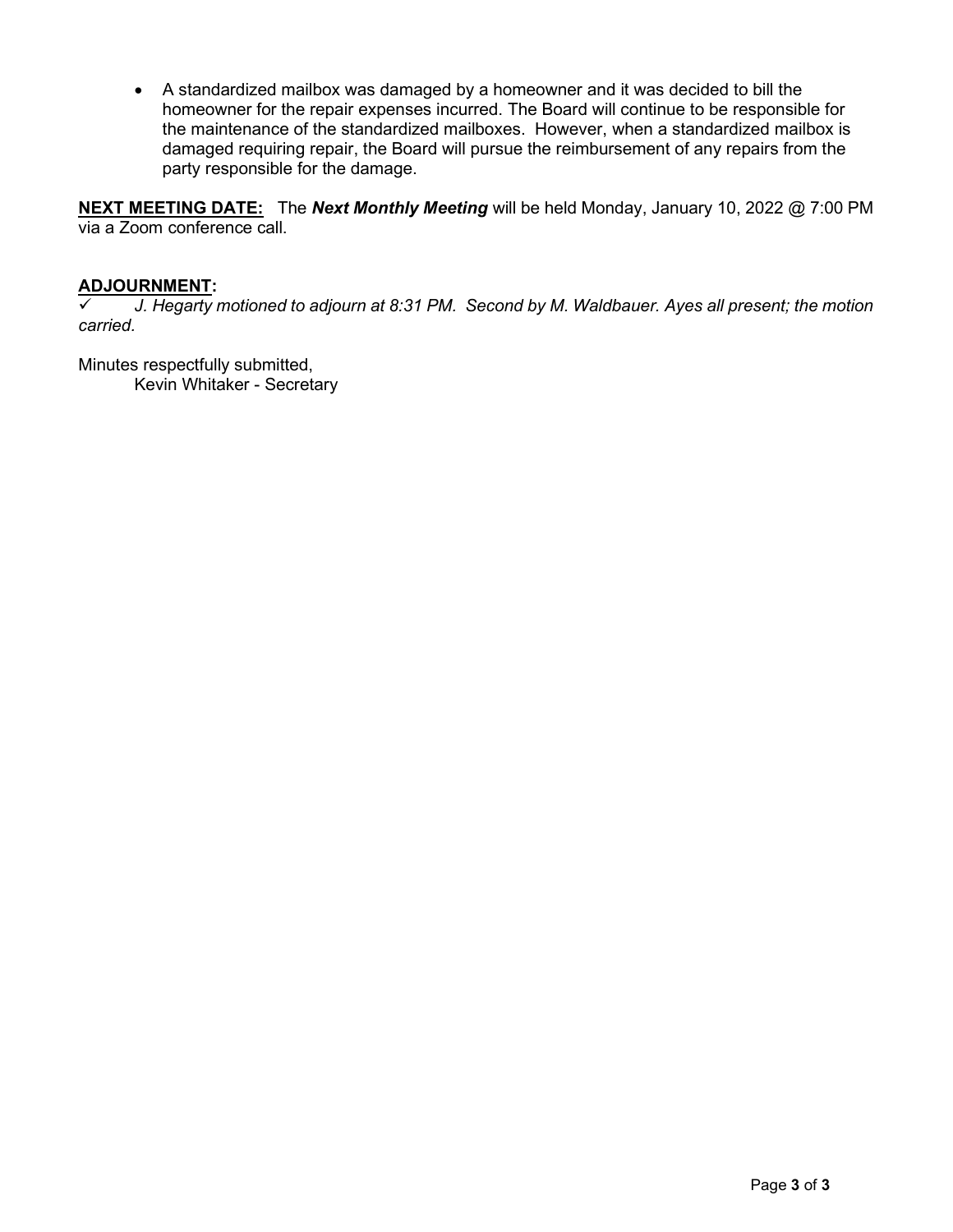- A standardized mailbox was damaged by a homeowner and it was decided to bill the homeowner for the repair expenses incurred. The Board will continue to be responsible for the maintenance of the standardized mailboxes. However, when a standardized mailbox is damaged requiring repair, the Board will pursue the reimbursement of any repairs from the party responsible for the damage.

**NEXT MEETING DATE:** The ***Next Monthly Meeting*** will be held Monday, January 10, 2022 @ 7:00 PM via a Zoom conference call.

**ADJOURNMENT:**

✓ *J. Hegarty motioned to adjourn at 8:31 PM. Second by M. Waldbauer. Ayes all present; the motion carried.*

Minutes respectfully submitted,

Kevin Whitaker - Secretary